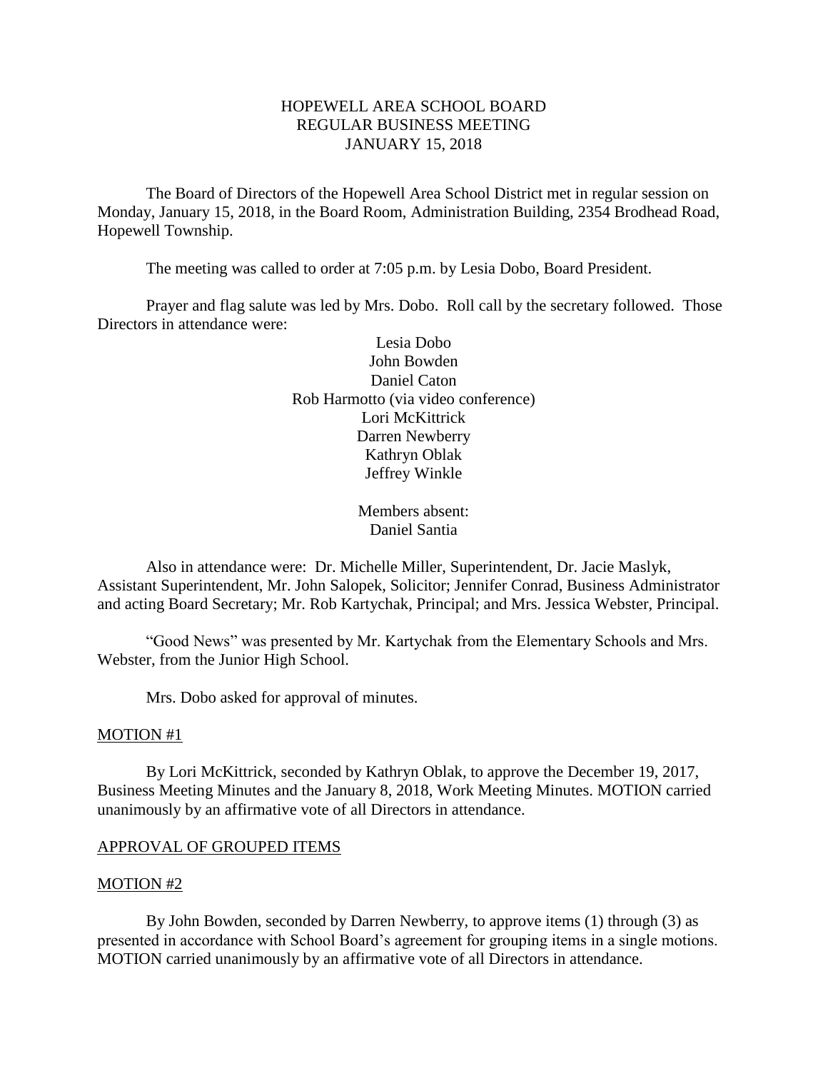# HOPEWELL AREA SCHOOL BOARD
## REGULAR BUSINESS MEETING
## JANUARY 15, 2018

The Board of Directors of the Hopewell Area School District met in regular session on Monday, January 15, 2018, in the Board Room, Administration Building, 2354 Brodhead Road, Hopewell Township.

The meeting was called to order at 7:05 p.m. by Lesia Dobo, Board President.

Prayer and flag salute was led by Mrs. Dobo. Roll call by the secretary followed. Those Directors in attendance were:

Lesia Dobo
John Bowden
Daniel Caton
Rob Harmotto (via video conference)
Lori McKittrick
Darren Newberry
Kathryn Oblak
Jeffrey Winkle

Members absent:
Daniel Santia

Also in attendance were: Dr. Michelle Miller, Superintendent, Dr. Jacie Maslyk, Assistant Superintendent, Mr. John Salopek, Solicitor; Jennifer Conrad, Business Administrator and acting Board Secretary; Mr. Rob Kartychak, Principal; and Mrs. Jessica Webster, Principal.

"Good News" was presented by Mr. Kartychak from the Elementary Schools and Mrs. Webster, from the Junior High School.

Mrs. Dobo asked for approval of minutes.

MOTION #1

By Lori McKittrick, seconded by Kathryn Oblak, to approve the December 19, 2017, Business Meeting Minutes and the January 8, 2018, Work Meeting Minutes. MOTION carried unanimously by an affirmative vote of all Directors in attendance.

APPROVAL OF GROUPED ITEMS

MOTION #2

By John Bowden, seconded by Darren Newberry, to approve items (1) through (3) as presented in accordance with School Board's agreement for grouping items in a single motions. MOTION carried unanimously by an affirmative vote of all Directors in attendance.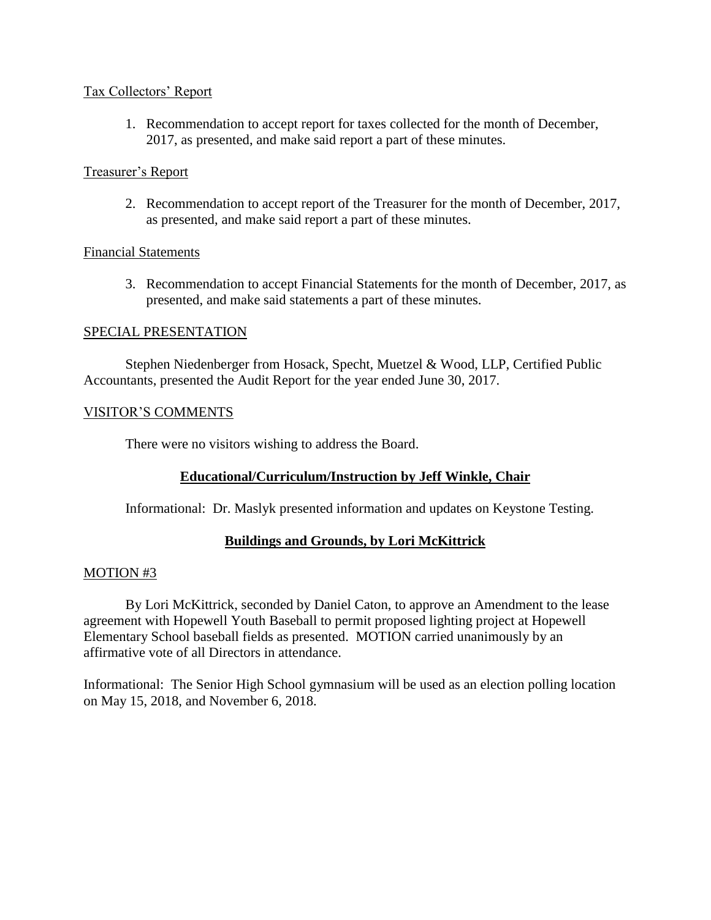Tax Collectors' Report

1. Recommendation to accept report for taxes collected for the month of December, 2017, as presented, and make said report a part of these minutes.

Treasurer's Report

2. Recommendation to accept report of the Treasurer for the month of December, 2017, as presented, and make said report a part of these minutes.

Financial Statements

3. Recommendation to accept Financial Statements for the month of December, 2017, as presented, and make said statements a part of these minutes.

SPECIAL PRESENTATION

Stephen Niedenberger from Hosack, Specht, Muetzel & Wood, LLP, Certified Public Accountants, presented the Audit Report for the year ended June 30, 2017.

VISITOR'S COMMENTS

There were no visitors wishing to address the Board.

**Educational/Curriculum/Instruction by Jeff Winkle, Chair**

Informational: Dr. Maslyk presented information and updates on Keystone Testing.

**Buildings and Grounds, by Lori McKittrick**

MOTION #3

By Lori McKittrick, seconded by Daniel Caton, to approve an Amendment to the lease agreement with Hopewell Youth Baseball to permit proposed lighting project at Hopewell Elementary School baseball fields as presented. MOTION carried unanimously by an affirmative vote of all Directors in attendance.

Informational: The Senior High School gymnasium will be used as an election polling location on May 15, 2018, and November 6, 2018.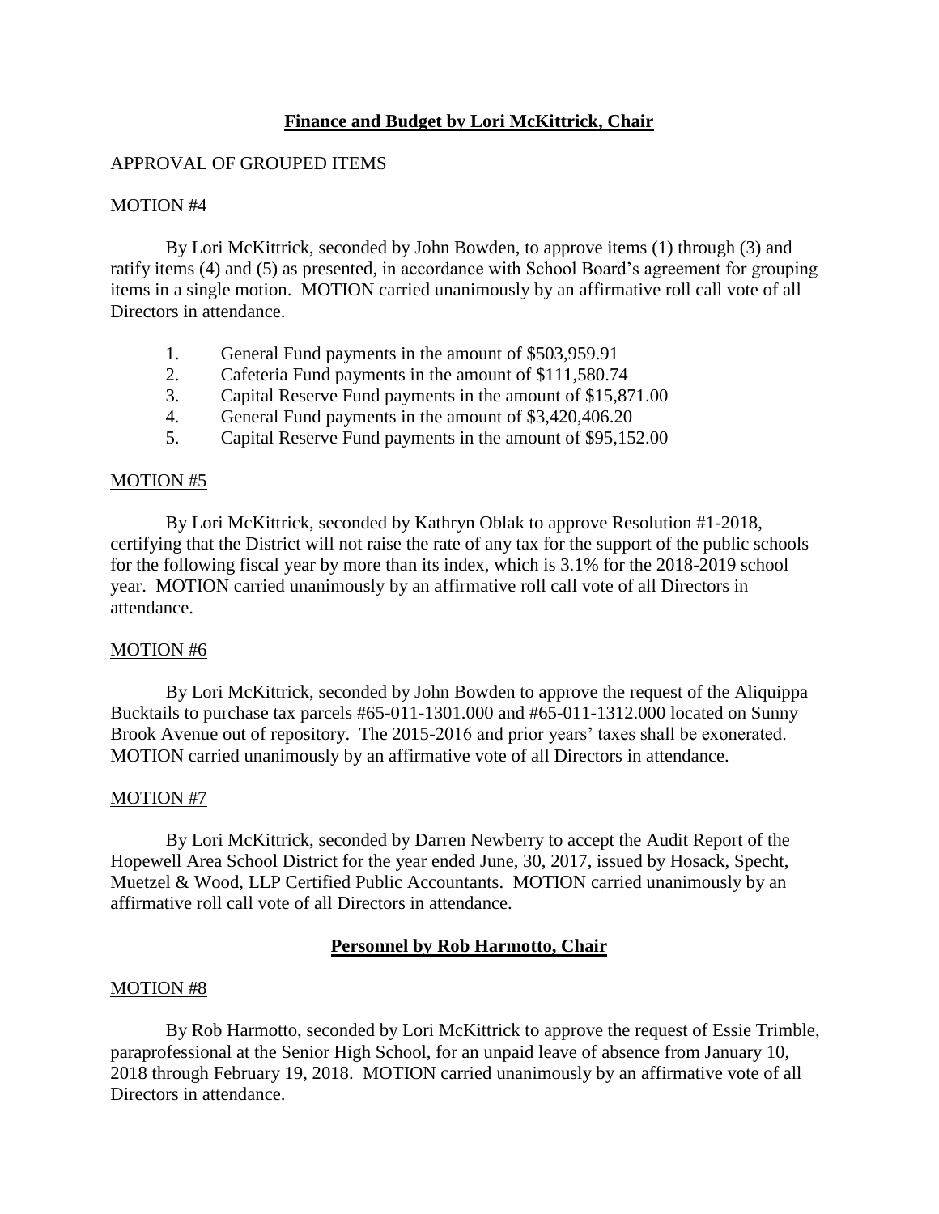## **Finance and Budget by Lori McKittrick, Chair**

APPROVAL OF GROUPED ITEMS

MOTION #4

By Lori McKittrick, seconded by John Bowden, to approve items (1) through (3) and ratify items (4) and (5) as presented, in accordance with School Board's agreement for grouping items in a single motion. MOTION carried unanimously by an affirmative roll call vote of all Directors in attendance.

1. General Fund payments in the amount of $503,959.91
2. Cafeteria Fund payments in the amount of $111,580.74
3. Capital Reserve Fund payments in the amount of $15,871.00
4. General Fund payments in the amount of $3,420,406.20
5. Capital Reserve Fund payments in the amount of $95,152.00

MOTION #5

By Lori McKittrick, seconded by Kathryn Oblak to approve Resolution #1-2018, certifying that the District will not raise the rate of any tax for the support of the public schools for the following fiscal year by more than its index, which is 3.1% for the 2018-2019 school year. MOTION carried unanimously by an affirmative roll call vote of all Directors in attendance.

MOTION #6

By Lori McKittrick, seconded by John Bowden to approve the request of the Aliquippa Bucktails to purchase tax parcels #65-011-1301.000 and #65-011-1312.000 located on Sunny Brook Avenue out of repository. The 2015-2016 and prior years' taxes shall be exonerated. MOTION carried unanimously by an affirmative vote of all Directors in attendance.

MOTION #7

By Lori McKittrick, seconded by Darren Newberry to accept the Audit Report of the Hopewell Area School District for the year ended June, 30, 2017, issued by Hosack, Specht, Muetzel & Wood, LLP Certified Public Accountants. MOTION carried unanimously by an affirmative roll call vote of all Directors in attendance.

## **Personnel by Rob Harmotto, Chair**

MOTION #8

By Rob Harmotto, seconded by Lori McKittrick to approve the request of Essie Trimble, paraprofessional at the Senior High School, for an unpaid leave of absence from January 10, 2018 through February 19, 2018. MOTION carried unanimously by an affirmative vote of all Directors in attendance.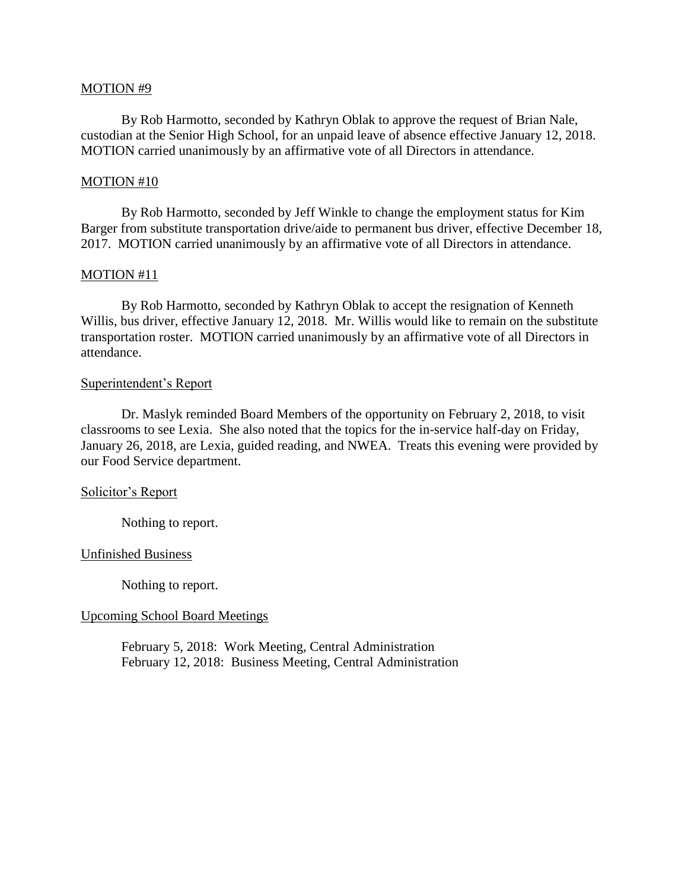MOTION #9

By Rob Harmotto, seconded by Kathryn Oblak to approve the request of Brian Nale, custodian at the Senior High School, for an unpaid leave of absence effective January 12, 2018. MOTION carried unanimously by an affirmative vote of all Directors in attendance.

MOTION #10

By Rob Harmotto, seconded by Jeff Winkle to change the employment status for Kim Barger from substitute transportation drive/aide to permanent bus driver, effective December 18, 2017. MOTION carried unanimously by an affirmative vote of all Directors in attendance.

MOTION #11

By Rob Harmotto, seconded by Kathryn Oblak to accept the resignation of Kenneth Willis, bus driver, effective January 12, 2018. Mr. Willis would like to remain on the substitute transportation roster. MOTION carried unanimously by an affirmative vote of all Directors in attendance.

Superintendent's Report

Dr. Maslyk reminded Board Members of the opportunity on February 2, 2018, to visit classrooms to see Lexia. She also noted that the topics for the in-service half-day on Friday, January 26, 2018, are Lexia, guided reading, and NWEA. Treats this evening were provided by our Food Service department.

Solicitor's Report

Nothing to report.

Unfinished Business

Nothing to report.

Upcoming School Board Meetings

February 5, 2018: Work Meeting, Central Administration
February 12, 2018: Business Meeting, Central Administration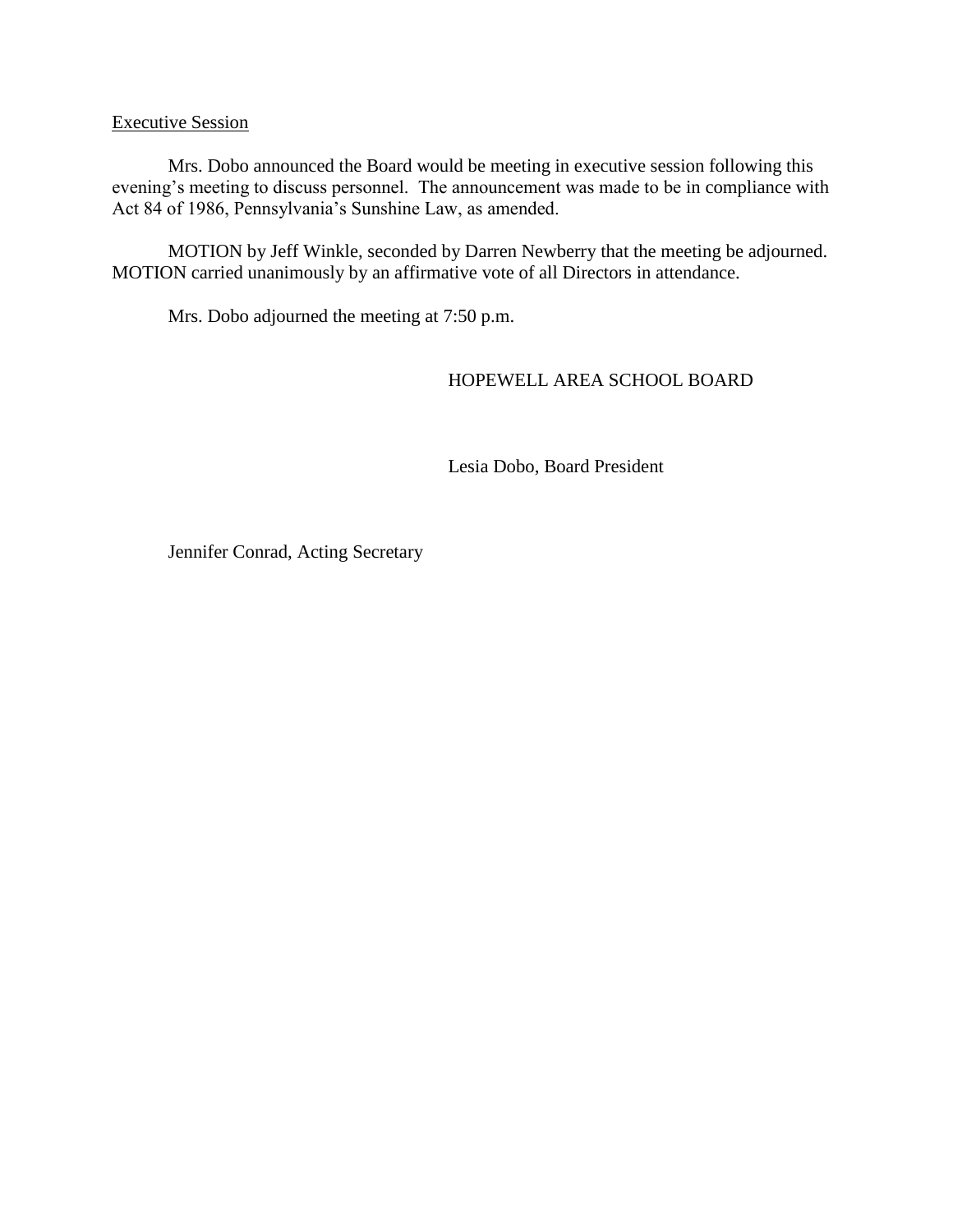Executive Session

Mrs. Dobo announced the Board would be meeting in executive session following this evening's meeting to discuss personnel. The announcement was made to be in compliance with Act 84 of 1986, Pennsylvania's Sunshine Law, as amended.

MOTION by Jeff Winkle, seconded by Darren Newberry that the meeting be adjourned. MOTION carried unanimously by an affirmative vote of all Directors in attendance.

Mrs. Dobo adjourned the meeting at 7:50 p.m.

HOPEWELL AREA SCHOOL BOARD

Lesia Dobo, Board President

Jennifer Conrad, Acting Secretary